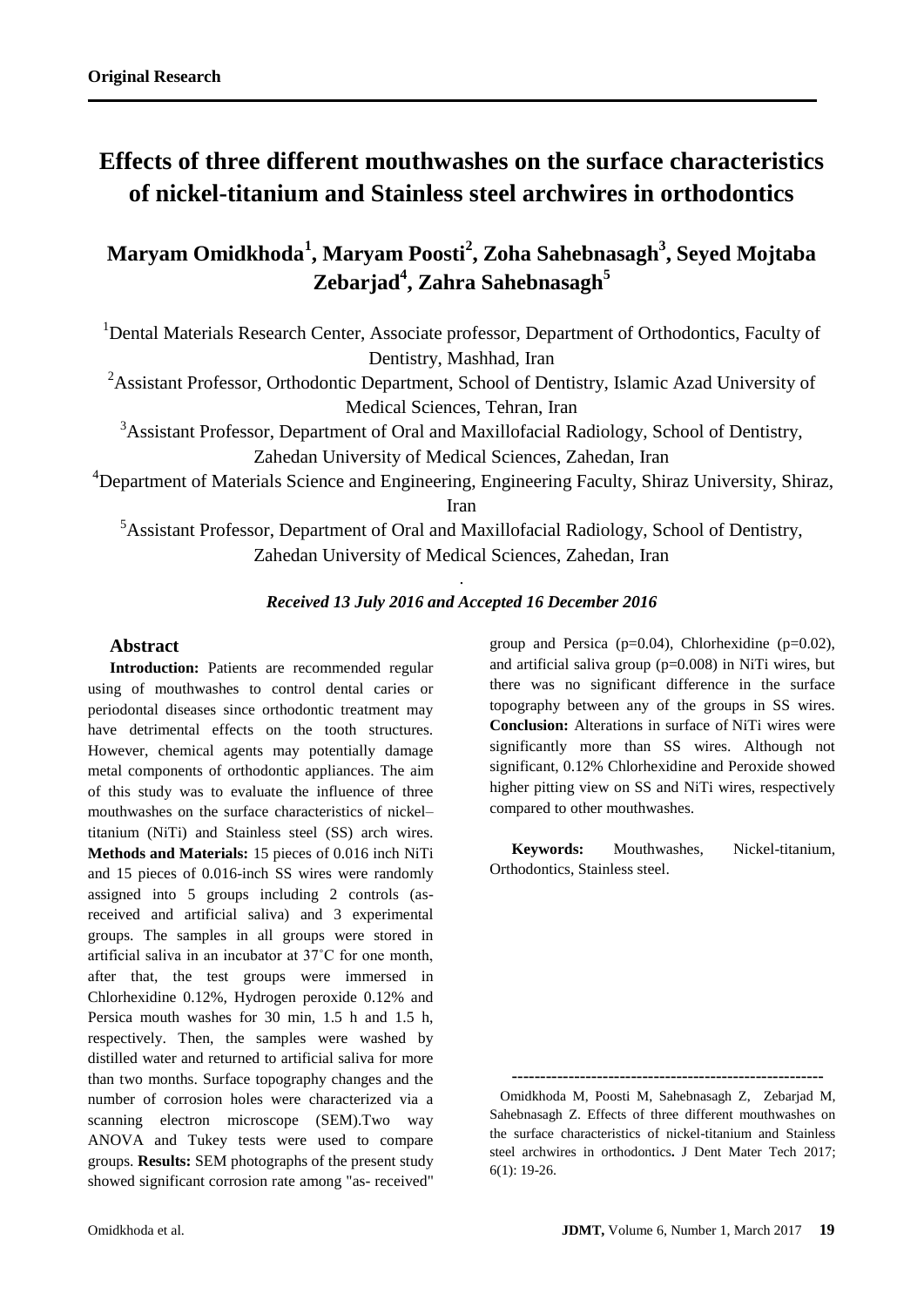**Original Research**

# Effects of three different mouthwashes on the surface characteristics of nickel-titanium and Stainless steel archwires in orthodontics

## Maryam Omidkhoda[1], Maryam Poosti[2], Zoha Sahebnasagh[3], Seyed Mojtaba Zebarjad[4], Zahra Sahebnasagh[5]

[1]Dental Materials Research Center, Associate professor, Department of Orthodontics, Faculty of Dentistry, Mashhad, Iran

[2]Assistant Professor, Orthodontic Department, School of Dentistry, Islamic Azad University of Medical Sciences, Tehran, Iran

[3]Assistant Professor, Department of Oral and Maxillofacial Radiology, School of Dentistry, Zahedan University of Medical Sciences, Zahedan, Iran

[4]Department of Materials Science and Engineering, Engineering Faculty, Shiraz University, Shiraz, Iran

[5]Assistant Professor, Department of Oral and Maxillofacial Radiology, School of Dentistry, Zahedan University of Medical Sciences, Zahedan, Iran

***Received 13 July 2016 and Accepted 16 December 2016***

### Abstract

**Introduction:** Patients are recommended regular using of mouthwashes to control dental caries or periodontal diseases since orthodontic treatment may have detrimental effects on the tooth structures. However, chemical agents may potentially damage metal components of orthodontic appliances. The aim of this study was to evaluate the influence of three mouthwashes on the surface characteristics of nickel–titanium (NiTi) and Stainless steel (SS) arch wires. **Methods and Materials:** 15 pieces of 0.016 inch NiTi and 15 pieces of 0.016-inch SS wires were randomly assigned into 5 groups including 2 controls (as-received and artificial saliva) and 3 experimental groups. The samples in all groups were stored in artificial saliva in an incubator at 37˚C for one month, after that, the test groups were immersed in Chlorhexidine 0.12%, Hydrogen peroxide 0.12% and Persica mouth washes for 30 min, 1.5 h and 1.5 h, respectively. Then, the samples were washed by distilled water and returned to artificial saliva for more than two months. Surface topography changes and the number of corrosion holes were characterized via a scanning electron microscope (SEM).Two way ANOVA and Tukey tests were used to compare groups. **Results:** SEM photographs of the present study showed significant corrosion rate among "as- received" group and Persica ($p=0.04$), Chlorhexidine ($p=0.02$), and artificial saliva group ($p=0.008$) in NiTi wires, but there was no significant difference in the surface topography between any of the groups in SS wires. **Conclusion:** Alterations in surface of NiTi wires were significantly more than SS wires. Although not significant, 0.12% Chlorhexidine and Peroxide showed higher pitting view on SS and NiTi wires, respectively compared to other mouthwashes.

**Keywords:** Mouthwashes, Nickel-titanium, Orthodontics, Stainless steel.

---

Omidkhoda M, Poosti M, Sahebnasagh Z, Zebarjad M, Sahebnasagh Z. Effects of three different mouthwashes on the surface characteristics of nickel-titanium and Stainless steel archwires in orthodontics**.** J Dent Mater Tech 2017; 6(1): 19-26.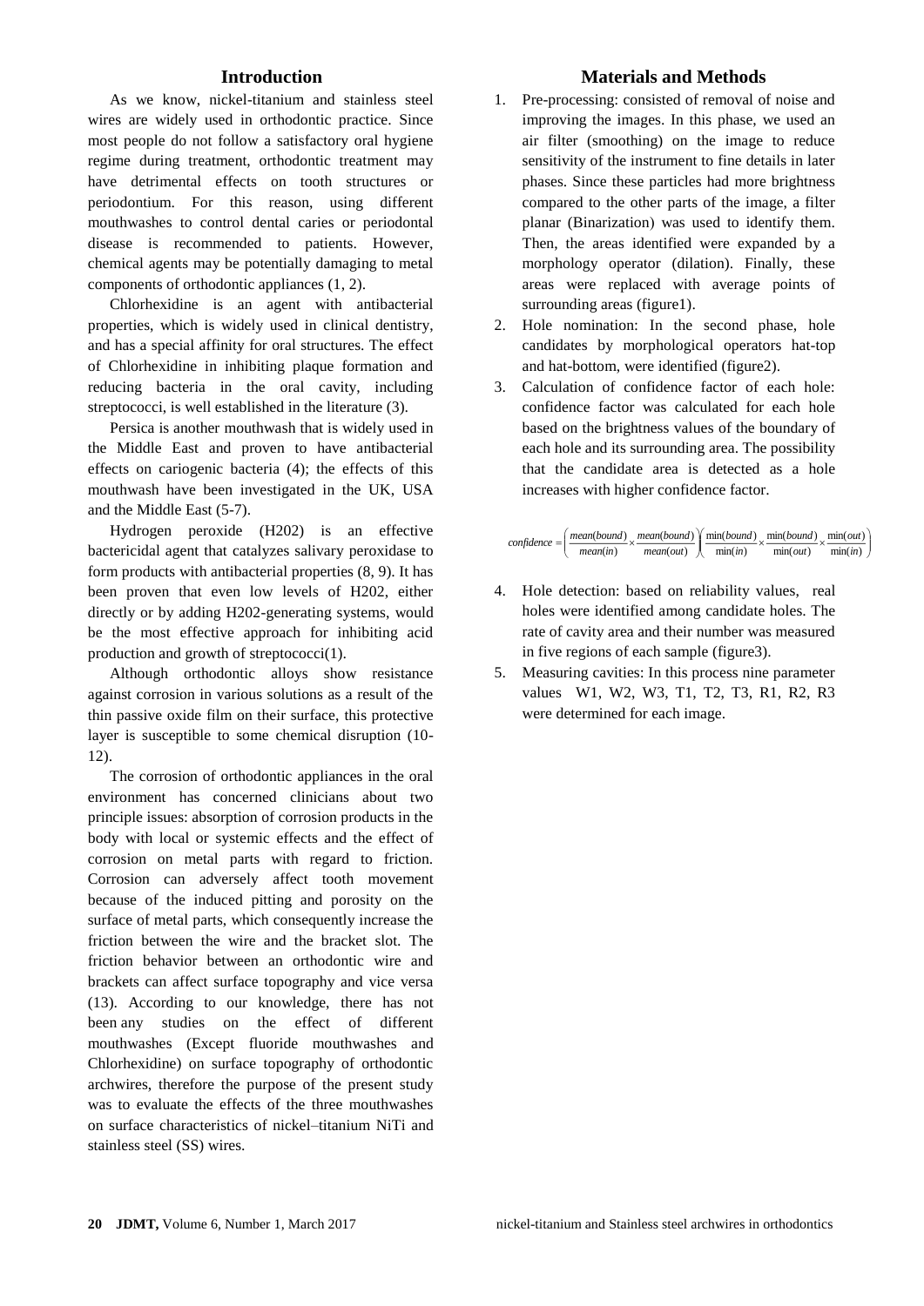## Introduction

As we know, nickel-titanium and stainless steel wires are widely used in orthodontic practice. Since most people do not follow a satisfactory oral hygiene regime during treatment, orthodontic treatment may have detrimental effects on tooth structures or periodontium. For this reason, using different mouthwashes to control dental caries or periodontal disease is recommended to patients. However, chemical agents may be potentially damaging to metal components of orthodontic appliances (1, 2).

Chlorhexidine is an agent with antibacterial properties, which is widely used in clinical dentistry, and has a special affinity for oral structures. The effect of Chlorhexidine in inhibiting plaque formation and reducing bacteria in the oral cavity, including streptococci, is well established in the literature (3).

Persica is another mouthwash that is widely used in the Middle East and proven to have antibacterial effects on cariogenic bacteria (4); the effects of this mouthwash have been investigated in the UK, USA and the Middle East (5-7).

Hydrogen peroxide (H202) is an effective bactericidal agent that catalyzes salivary peroxidase to form products with antibacterial properties (8, 9). It has been proven that even low levels of H202, either directly or by adding H202-generating systems, would be the most effective approach for inhibiting acid production and growth of streptococci(1).

Although orthodontic alloys show resistance against corrosion in various solutions as a result of the thin passive oxide film on their surface, this protective layer is susceptible to some chemical disruption (10-12).

The corrosion of orthodontic appliances in the oral environment has concerned clinicians about two principle issues: absorption of corrosion products in the body with local or systemic effects and the effect of corrosion on metal parts with regard to friction. Corrosion can adversely affect tooth movement because of the induced pitting and porosity on the surface of metal parts, which consequently increase the friction between the wire and the bracket slot. The friction behavior between an orthodontic wire and brackets can affect surface topography and vice versa (13). According to our knowledge, there has not been any studies on the effect of different mouthwashes (Except fluoride mouthwashes and Chlorhexidine) on surface topography of orthodontic archwires, therefore the purpose of the present study was to evaluate the effects of the three mouthwashes on surface characteristics of nickel–titanium NiTi and stainless steel (SS) wires.

## Materials and Methods

1. Pre-processing: consisted of removal of noise and improving the images. In this phase, we used an air filter (smoothing) on the image to reduce sensitivity of the instrument to fine details in later phases. Since these particles had more brightness compared to the other parts of the image, a filter planar (Binarization) was used to identify them. Then, the areas identified were expanded by a morphology operator (dilation). Finally, these areas were replaced with average points of surrounding areas (figure1).
2. Hole nomination: In the second phase, hole candidates by morphological operators hat-top and hat-bottom, were identified (figure2).
3. Calculation of confidence factor of each hole: confidence factor was calculated for each hole based on the brightness values of the boundary of each hole and its surrounding area. The possibility that the candidate area is detected as a hole increases with higher confidence factor.

$$confidence = \left( \frac{mean(bound)}{mean(in)} \times \frac{mean(bound)}{mean(out)} \right) \left( \frac{\min(bound)}{\min(in)} \times \frac{\min(bound)}{\min(out)} \times \frac{\min(out)}{\min(in)} \right)$$

4. Hole detection: based on reliability values, real holes were identified among candidate holes. The rate of cavity area and their number was measured in five regions of each sample (figure3).
5. Measuring cavities: In this process nine parameter values W1, W2, W3, T1, T2, T3, R1, R2, R3 were determined for each image.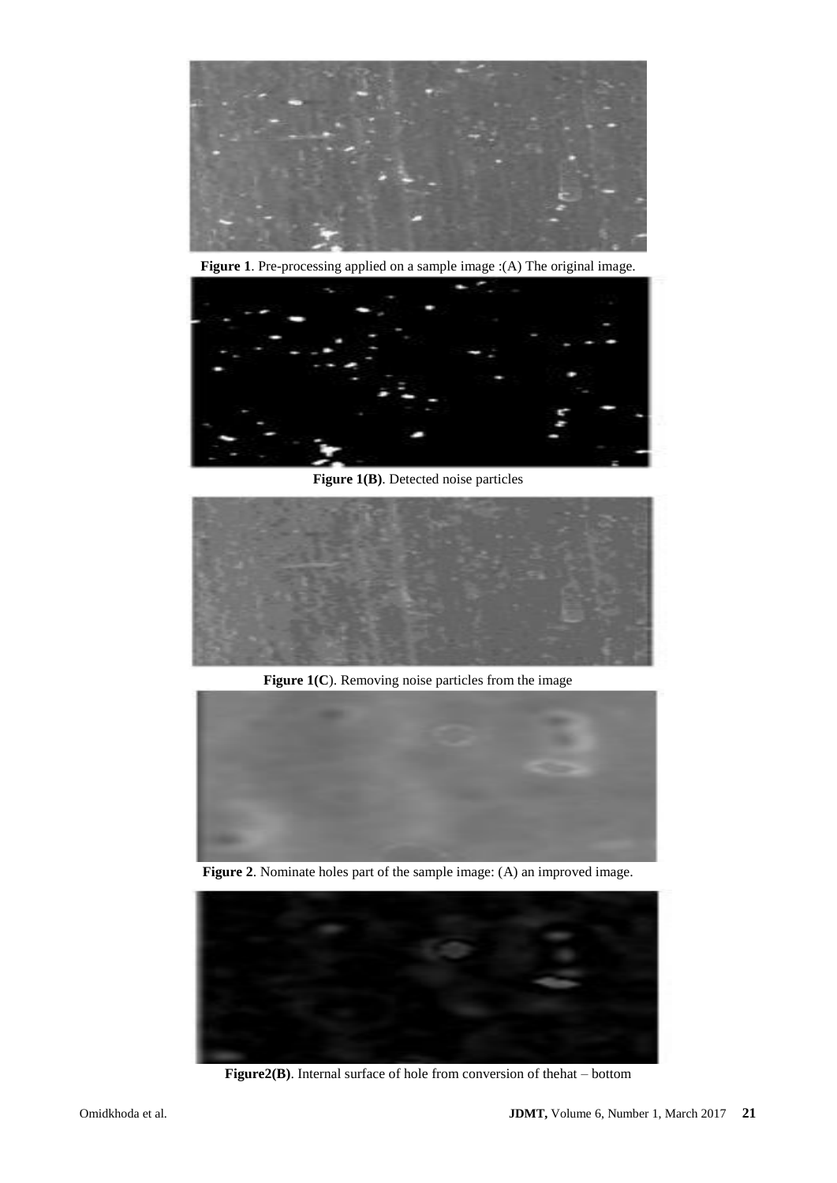**Figure 1**. Pre-processing applied on a sample image :(A) The original image.

**Figure 1(B)**. Detected noise particles

**Figure 1(C)**. Removing noise particles from the image

**Figure 2**. Nominate holes part of the sample image: (A) an improved image.

**Figure2(B)**. Internal surface of hole from conversion of thehat – bottom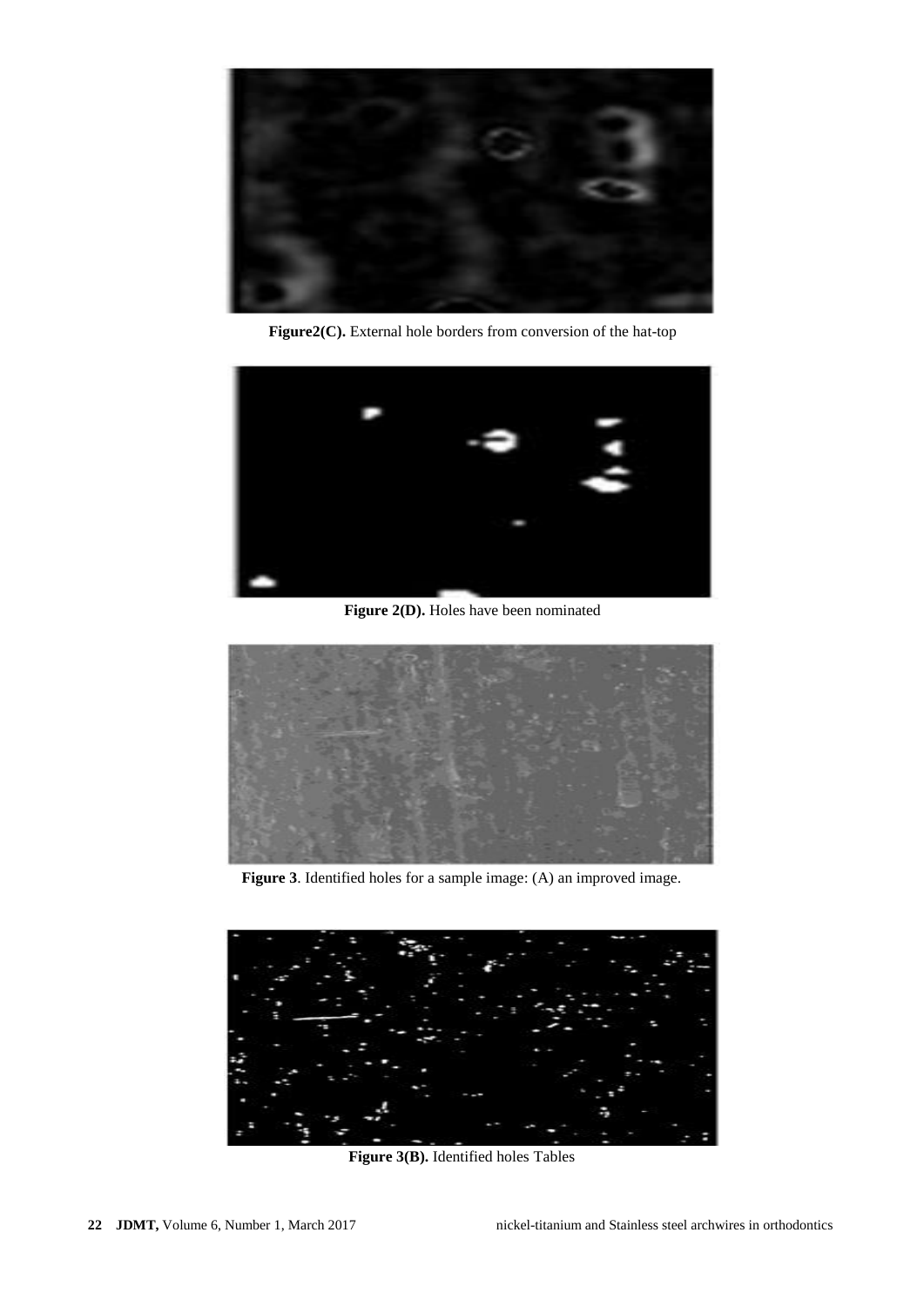**Figure2(C).** External hole borders from conversion of the hat-top

**Figure 2(D).** Holes have been nominated

**Figure 3**. Identified holes for a sample image: (A) an improved image.

**Figure 3(B).** Identified holes Tables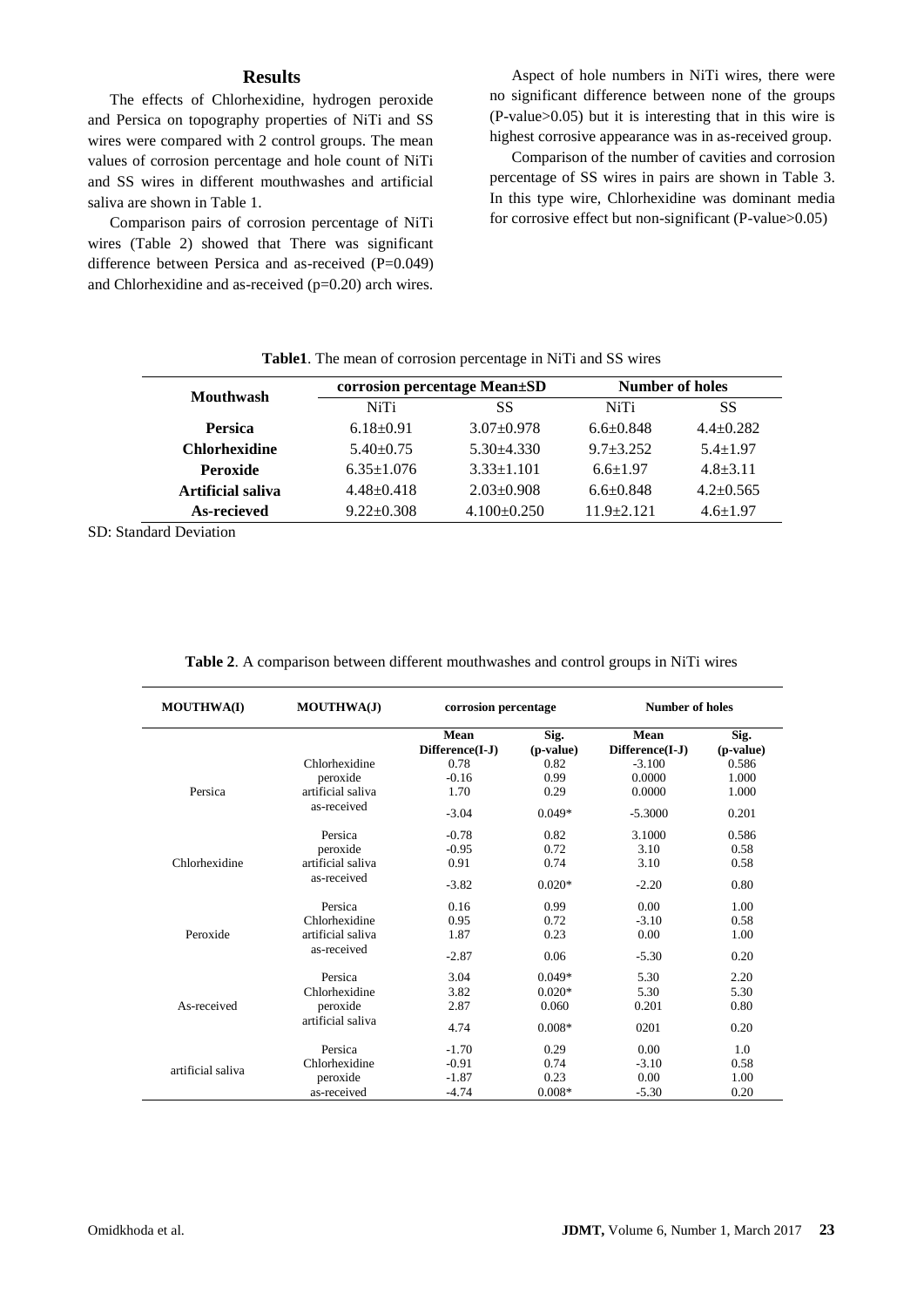## Results

The effects of Chlorhexidine, hydrogen peroxide and Persica on topography properties of NiTi and SS wires were compared with 2 control groups. The mean values of corrosion percentage and hole count of NiTi and SS wires in different mouthwashes and artificial saliva are shown in Table 1.

Comparison pairs of corrosion percentage of NiTi wires (Table 2) showed that There was significant difference between Persica and as-received (P=0.049) and Chlorhexidine and as-received (p=0.20) arch wires.

Aspect of hole numbers in NiTi wires, there were no significant difference between none of the groups (P-value>0.05) but it is interesting that in this wire is highest corrosive appearance was in as-received group.

Comparison of the number of cavities and corrosion percentage of SS wires in pairs are shown in Table 3. In this type wire, Chlorhexidine was dominant media for corrosive effect but non-significant (P-value>0.05)

**Table1**. The mean of corrosion percentage in NiTi and SS wires

| Mouthwash | corrosion percentage Mean±SD | | Number of holes | |
|---|---|---|---|---|
| | NiTi | SS | NiTi | SS |
| **Persica** | 6.18±0.91 | 3.07±0.978 | 6.6±0.848 | 4.4±0.282 |
| **Chlorhexidine** | 5.40±0.75 | 5.30±4.330 | 9.7±3.252 | 5.4±1.97 |
| **Peroxide** | 6.35±1.076 | 3.33±1.101 | 6.6±1.97 | 4.8±3.11 |
| **Artificial saliva** | 4.48±0.418 | 2.03±0.908 | 6.6±0.848 | 4.2±0.565 |
| **As-recieved** | 9.22±0.308 | 4.100±0.250 | 11.9±2.121 | 4.6±1.97 |

SD: Standard Deviation

**Table 2**. A comparison between different mouthwashes and control groups in NiTi wires

| MOUTHWA(I) | MOUTHWA(J) | corrosion percentage | | Number of holes | |
|---|---|---|---|---|---|
| | | Mean Difference(I-J) | Sig. (p-value) | Mean Difference(I-J) | Sig. (p-value) |
| Persica | Chlorhexidine | 0.78 | 0.82 | -3.100 | 0.586 |
| | peroxide | -0.16 | 0.99 | 0.0000 | 1.000 |
| | artificial saliva | 1.70 | 0.29 | 0.0000 | 1.000 |
| | as-received | -3.04 | 0.049* | -5.3000 | 0.201 |
| Chlorhexidine | Persica | -0.78 | 0.82 | 3.1000 | 0.586 |
| | peroxide | -0.95 | 0.72 | 3.10 | 0.58 |
| | artificial saliva | 0.91 | 0.74 | 3.10 | 0.58 |
| | as-received | -3.82 | 0.020* | -2.20 | 0.80 |
| Peroxide | Persica | 0.16 | 0.99 | 0.00 | 1.00 |
| | Chlorhexidine | 0.95 | 0.72 | -3.10 | 0.58 |
| | artificial saliva | 1.87 | 0.23 | 0.00 | 1.00 |
| | as-received | -2.87 | 0.06 | -5.30 | 0.20 |
| As-received | Persica | 3.04 | 0.049* | 5.30 | 2.20 |
| | Chlorhexidine | 3.82 | 0.020* | 5.30 | 5.30 |
| | peroxide | 2.87 | 0.060 | 0.201 | 0.80 |
| | artificial saliva | 4.74 | 0.008* | 0201 | 0.20 |
| artificial saliva | Persica | -1.70 | 0.29 | 0.00 | 1.0 |
| | Chlorhexidine | -0.91 | 0.74 | -3.10 | 0.58 |
| | peroxide | -1.87 | 0.23 | 0.00 | 1.00 |
| | as-received | -4.74 | 0.008* | -5.30 | 0.20 |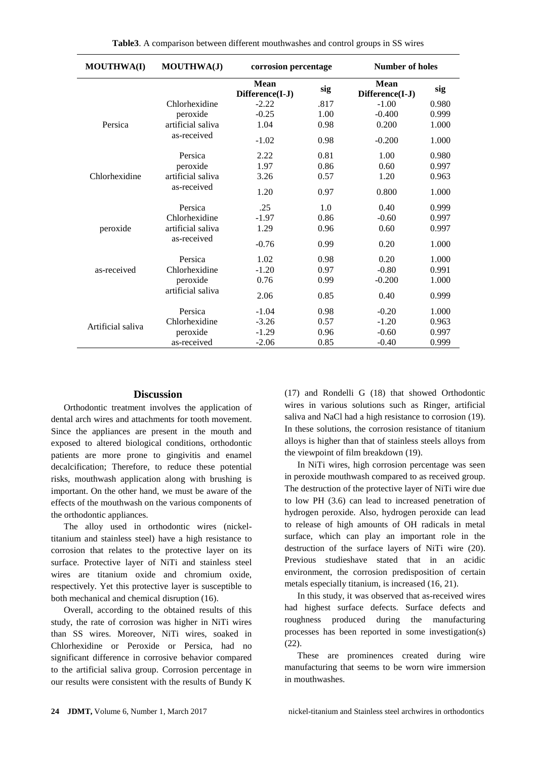**Table3**. A comparison between different mouthwashes and control groups in SS wires

| MOUTHWA(I) | MOUTHWA(J) | corrosion percentage | | Number of holes | |
|---|---|---|---|---|---|
| | | Mean Difference(I-J) | sig | Mean Difference(I-J) | sig |
| Persica | Chlorhexidine | -2.22 | .817 | -1.00 | 0.980 |
| | peroxide | -0.25 | 1.00 | -0.400 | 0.999 |
| | artificial saliva | 1.04 | 0.98 | 0.200 | 1.000 |
| | as-received | -1.02 | 0.98 | -0.200 | 1.000 |
| Chlorhexidine | Persica | 2.22 | 0.81 | 1.00 | 0.980 |
| | peroxide | 1.97 | 0.86 | 0.60 | 0.997 |
| | artificial saliva | 3.26 | 0.57 | 1.20 | 0.963 |
| | as-received | 1.20 | 0.97 | 0.800 | 1.000 |
| peroxide | Persica | .25 | 1.0 | 0.40 | 0.999 |
| | Chlorhexidine | -1.97 | 0.86 | -0.60 | 0.997 |
| | artificial saliva | 1.29 | 0.96 | 0.60 | 0.997 |
| | as-received | -0.76 | 0.99 | 0.20 | 1.000 |
| as-received | Persica | 1.02 | 0.98 | 0.20 | 1.000 |
| | Chlorhexidine | -1.20 | 0.97 | -0.80 | 0.991 |
| | peroxide | 0.76 | 0.99 | -0.200 | 1.000 |
| | artificial saliva | 2.06 | 0.85 | 0.40 | 0.999 |
| Artificial saliva | Persica | -1.04 | 0.98 | -0.20 | 1.000 |
| | Chlorhexidine | -3.26 | 0.57 | -1.20 | 0.963 |
| | peroxide | -1.29 | 0.96 | -0.60 | 0.997 |
| | as-received | -2.06 | 0.85 | -0.40 | 0.999 |

## Discussion

Orthodontic treatment involves the application of dental arch wires and attachments for tooth movement. Since the appliances are present in the mouth and exposed to altered biological conditions, orthodontic patients are more prone to gingivitis and enamel decalcification; Therefore, to reduce these potential risks, mouthwash application along with brushing is important. On the other hand, we must be aware of the effects of the mouthwash on the various components of the orthodontic appliances.

The alloy used in orthodontic wires (nickel-titanium and stainless steel) have a high resistance to corrosion that relates to the protective layer on its surface. Protective layer of NiTi and stainless steel wires are titanium oxide and chromium oxide, respectively. Yet this protective layer is susceptible to both mechanical and chemical disruption (16).

Overall, according to the obtained results of this study, the rate of corrosion was higher in NiTi wires than SS wires. Moreover, NiTi wires, soaked in Chlorhexidine or Peroxide or Persica, had no significant difference in corrosive behavior compared to the artificial saliva group. Corrosion percentage in our results were consistent with the results of Bundy K (17) and Rondelli G (18) that showed Orthodontic wires in various solutions such as Ringer, artificial saliva and NaCl had a high resistance to corrosion (19). In these solutions, the corrosion resistance of titanium alloys is higher than that of stainless steels alloys from the viewpoint of film breakdown (19).

In NiTi wires, high corrosion percentage was seen in peroxide mouthwash compared to as received group. The destruction of the protective layer of NiTi wire due to low PH (3.6) can lead to increased penetration of hydrogen peroxide. Also, hydrogen peroxide can lead to release of high amounts of OH radicals in metal surface, which can play an important role in the destruction of the surface layers of NiTi wire (20). Previous studieshave stated that in an acidic environment, the corrosion predisposition of certain metals especially titanium, is increased (16, 21).

In this study, it was observed that as-received wires had highest surface defects. Surface defects and roughness produced during the manufacturing processes has been reported in some investigation(s) (22).

These are prominences created during wire manufacturing that seems to be worn wire immersion in mouthwashes.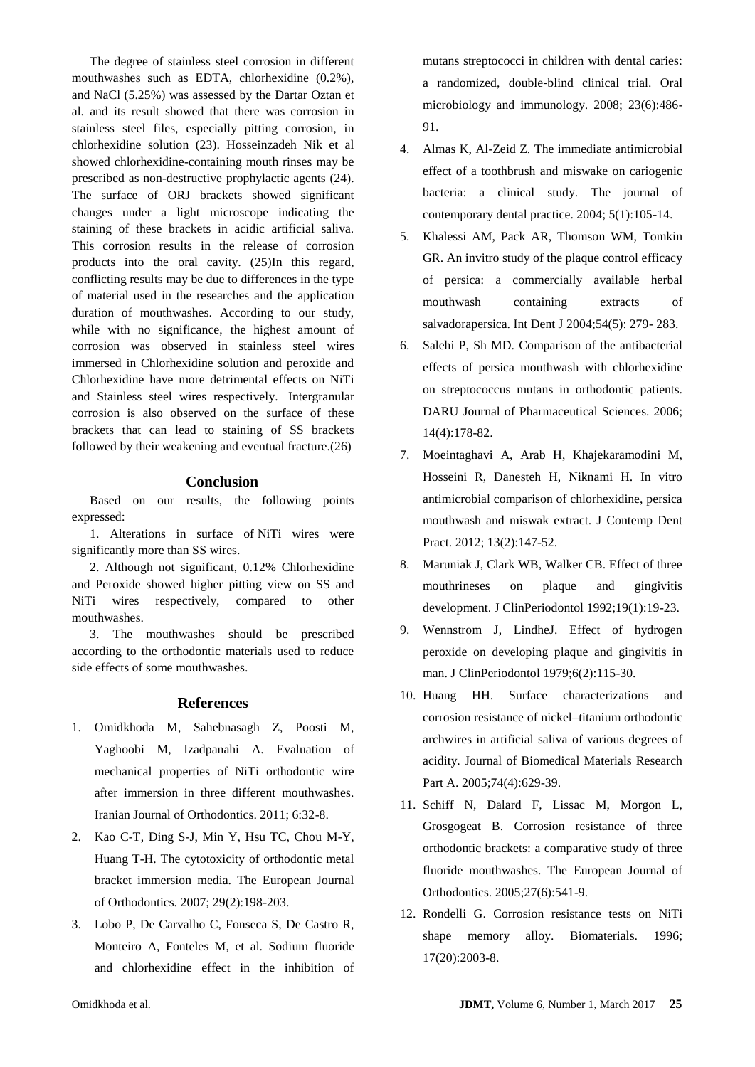The degree of stainless steel corrosion in different mouthwashes such as EDTA, chlorhexidine (0.2%), and NaCl (5.25%) was assessed by the Dartar Oztan et al. and its result showed that there was corrosion in stainless steel files, especially pitting corrosion, in chlorhexidine solution (23). Hosseinzadeh Nik et al showed chlorhexidine-containing mouth rinses may be prescribed as non-destructive prophylactic agents (24). The surface of ORJ brackets showed significant changes under a light microscope indicating the staining of these brackets in acidic artificial saliva. This corrosion results in the release of corrosion products into the oral cavity. (25)In this regard, conflicting results may be due to differences in the type of material used in the researches and the application duration of mouthwashes. According to our study, while with no significance, the highest amount of corrosion was observed in stainless steel wires immersed in Chlorhexidine solution and peroxide and Chlorhexidine have more detrimental effects on NiTi and Stainless steel wires respectively. Intergranular corrosion is also observed on the surface of these brackets that can lead to staining of SS brackets followed by their weakening and eventual fracture.(26)

## Conclusion

Based on our results, the following points expressed:

1. Alterations in surface of NiTi wires were significantly more than SS wires.
2. Although not significant, 0.12% Chlorhexidine and Peroxide showed higher pitting view on SS and NiTi wires respectively, compared to other mouthwashes.
3. The mouthwashes should be prescribed according to the orthodontic materials used to reduce side effects of some mouthwashes.

## References

1. Omidkhoda M, Sahebnasagh Z, Poosti M, Yaghoobi M, Izadpanahi A. Evaluation of mechanical properties of NiTi orthodontic wire after immersion in three different mouthwashes. Iranian Journal of Orthodontics. 2011; 6:32-8.
2. Kao C-T, Ding S-J, Min Y, Hsu TC, Chou M-Y, Huang T-H. The cytotoxicity of orthodontic metal bracket immersion media. The European Journal of Orthodontics. 2007; 29(2):198-203.
3. Lobo P, De Carvalho C, Fonseca S, De Castro R, Monteiro A, Fonteles M, et al. Sodium fluoride and chlorhexidine effect in the inhibition of mutans streptococci in children with dental caries: a randomized, double-blind clinical trial. Oral microbiology and immunology. 2008; 23(6):486-91.
4. Almas K, Al-Zeid Z. The immediate antimicrobial effect of a toothbrush and miswake on cariogenic bacteria: a clinical study. The journal of contemporary dental practice. 2004; 5(1):105-14.
5. Khalessi AM, Pack AR, Thomson WM, Tomkin GR. An invitro study of the plaque control efficacy of persica: a commercially available herbal mouthwash containing extracts of salvadorapersica. Int Dent J 2004;54(5): 279- 283.
6. Salehi P, Sh MD. Comparison of the antibacterial effects of persica mouthwash with chlorhexidine on streptococcus mutans in orthodontic patients. DARU Journal of Pharmaceutical Sciences. 2006; 14(4):178-82.
7. Moeintaghavi A, Arab H, Khajekaramodini M, Hosseini R, Danesteh H, Niknami H. In vitro antimicrobial comparison of chlorhexidine, persica mouthwash and miswak extract. J Contemp Dent Pract. 2012; 13(2):147-52.
8. Maruniak J, Clark WB, Walker CB. Effect of three mouthrineses on plaque and gingivitis development. J ClinPeriodontol 1992;19(1):19-23.
9. Wennstrom J, LindheJ. Effect of hydrogen peroxide on developing plaque and gingivitis in man. J ClinPeriodontol 1979;6(2):115-30.
10. Huang HH. Surface characterizations and corrosion resistance of nickel–titanium orthodontic archwires in artificial saliva of various degrees of acidity. Journal of Biomedical Materials Research Part A. 2005;74(4):629-39.
11. Schiff N, Dalard F, Lissac M, Morgon L, Grosgogeat B. Corrosion resistance of three orthodontic brackets: a comparative study of three fluoride mouthwashes. The European Journal of Orthodontics. 2005;27(6):541-9.
12. Rondelli G. Corrosion resistance tests on NiTi shape memory alloy. Biomaterials. 1996; 17(20):2003-8.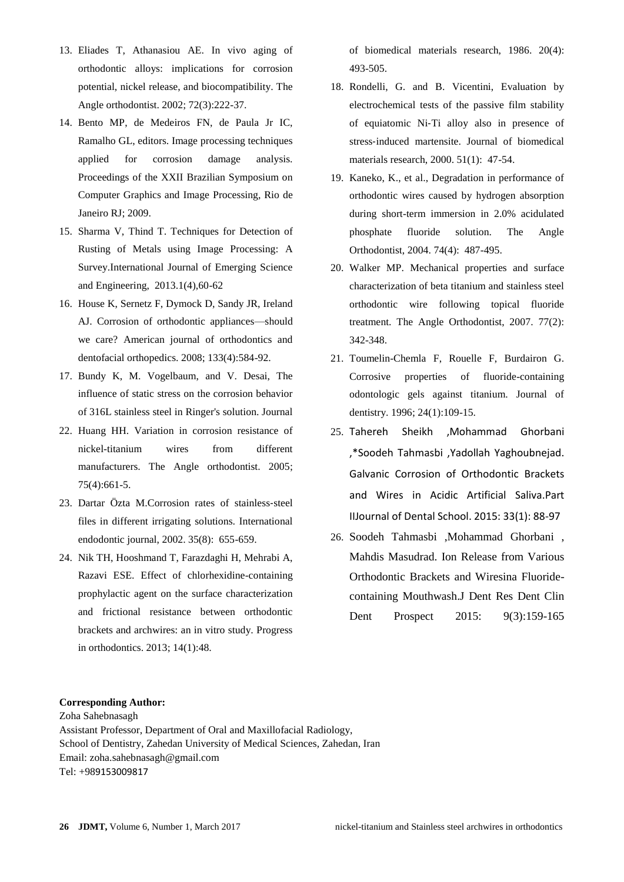13. Eliades T, Athanasiou AE. In vivo aging of orthodontic alloys: implications for corrosion potential, nickel release, and biocompatibility. The Angle orthodontist. 2002; 72(3):222-37.
14. Bento MP, de Medeiros FN, de Paula Jr IC, Ramalho GL, editors. Image processing techniques applied for corrosion damage analysis. Proceedings of the XXII Brazilian Symposium on Computer Graphics and Image Processing, Rio de Janeiro RJ; 2009.
15. Sharma V, Thind T. Techniques for Detection of Rusting of Metals using Image Processing: A Survey.International Journal of Emerging Science and Engineering, 2013.1(4),60-62
16. House K, Sernetz F, Dymock D, Sandy JR, Ireland AJ. Corrosion of orthodontic appliances—should we care? American journal of orthodontics and dentofacial orthopedics. 2008; 133(4):584-92.
17. Bundy K, M. Vogelbaum, and V. Desai, The influence of static stress on the corrosion behavior of 316L stainless steel in Ringer's solution. Journal of biomedical materials research, 1986. 20(4): 493-505.
18. Rondelli, G. and B. Vicentini, Evaluation by electrochemical tests of the passive film stability of equiatomic Ni‐Ti alloy also in presence of stress‐induced martensite. Journal of biomedical materials research, 2000. 51(1): 47-54.
19. Kaneko, K., et al., Degradation in performance of orthodontic wires caused by hydrogen absorption during short-term immersion in 2.0% acidulated phosphate fluoride solution. The Angle Orthodontist, 2004. 74(4): 487-495.
20. Walker MP. Mechanical properties and surface characterization of beta titanium and stainless steel orthodontic wire following topical fluoride treatment. The Angle Orthodontist, 2007. 77(2): 342-348.
21. Toumelin-Chemla F, Rouelle F, Burdairon G. Corrosive properties of fluoride-containing odontologic gels against titanium. Journal of dentistry. 1996; 24(1):109-15.
22. Huang HH. Variation in corrosion resistance of nickel-titanium wires from different manufacturers. The Angle orthodontist. 2005; 75(4):661-5.
23. Dartar Özta M.Corrosion rates of stainless-steel files in different irrigating solutions. International endodontic journal, 2002. 35(8): 655-659.
24. Nik TH, Hooshmand T, Farazdaghi H, Mehrabi A, Razavi ESE. Effect of chlorhexidine-containing prophylactic agent on the surface characterization and frictional resistance between orthodontic brackets and archwires: an in vitro study. Progress in orthodontics. 2013; 14(1):48.
25. Tahereh Sheikh ,Mohammad Ghorbani ,*Soodeh Tahmasbi ,Yadollah Yaghoubnejad. Galvanic Corrosion of Orthodontic Brackets and Wires in Acidic Artificial Saliva.Part IIJournal of Dental School. 2015: 33(1): 88-97
26. Soodeh Tahmasbi ,Mohammad Ghorbani , Mahdis Masudrad. Ion Release from Various Orthodontic Brackets and Wiresina Fluoride-containing Mouthwash.J Dent Res Dent Clin Dent Prospect 2015: 9(3):159-165

**Corresponding Author:**
Zoha Sahebnasagh
Assistant Professor, Department of Oral and Maxillofacial Radiology,
School of Dentistry, Zahedan University of Medical Sciences, Zahedan, Iran
Email: zoha.sahebnasagh@gmail.com
Tel: +989153009817